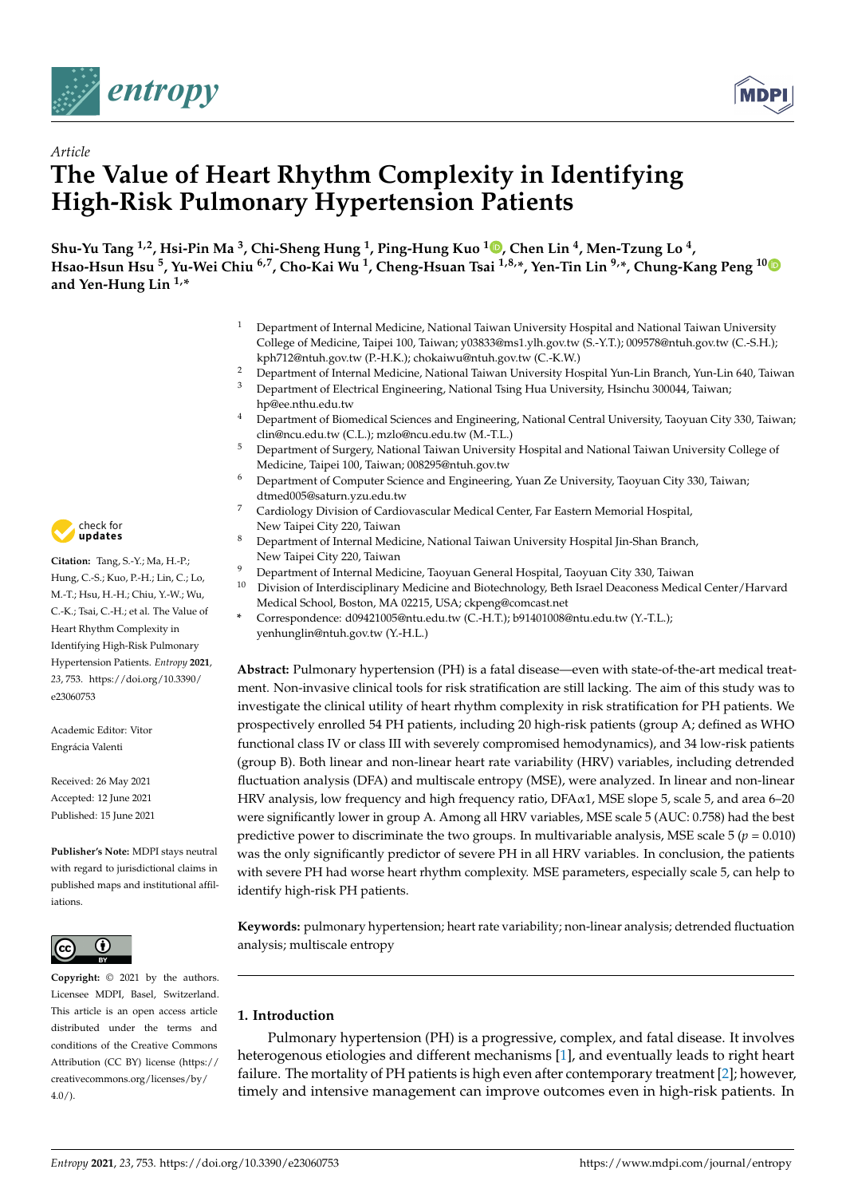*Article*

# The Value of Heart Rhythm Complexity in Identifying High-Risk Pulmonary Hypertension Patients

**Shu-Yu Tang [1,2], Hsi-Pin Ma [3], Chi-Sheng Hung [1], Ping-Hung Kuo [1], Chen Lin [4], Men-Tzung Lo [4], Hsao-Hsun Hsu [5], Yu-Wei Chiu [6,7], Cho-Kai Wu [1], Cheng-Hsuan Tsai [1,8,*], Yen-Tin Lin [9,*], Chung-Kang Peng [10] and Yen-Hung Lin [1,*]**

1. Department of Internal Medicine, National Taiwan University Hospital and National Taiwan University College of Medicine, Taipei 100, Taiwan; y03833@ms1.ylh.gov.tw (S.-Y.T.); 009578@ntuh.gov.tw (C.-S.H.); kph712@ntuh.gov.tw (P.-H.K.); chokaiwu@ntuh.gov.tw (C.-K.W.)
2. Department of Internal Medicine, National Taiwan University Hospital Yun-Lin Branch, Yun-Lin 640, Taiwan
3. Department of Electrical Engineering, National Tsing Hua University, Hsinchu 300044, Taiwan; hp@ee.nthu.edu.tw
4. Department of Biomedical Sciences and Engineering, National Central University, Taoyuan City 330, Taiwan; clin@ncu.edu.tw (C.L.); mzlo@ncu.edu.tw (M.-T.L.)
5. Department of Surgery, National Taiwan University Hospital and National Taiwan University College of Medicine, Taipei 100, Taiwan; 008295@ntuh.gov.tw
6. Department of Computer Science and Engineering, Yuan Ze University, Taoyuan City 330, Taiwan; dtmed005@saturn.yzu.edu.tw
7. Cardiology Division of Cardiovascular Medical Center, Far Eastern Memorial Hospital, New Taipei City 220, Taiwan
8. Department of Internal Medicine, National Taiwan University Hospital Jin-Shan Branch, New Taipei City 220, Taiwan
9. Department of Internal Medicine, Taoyuan General Hospital, Taoyuan City 330, Taiwan
10. Division of Interdisciplinary Medicine and Biotechnology, Beth Israel Deaconess Medical Center/Harvard Medical School, Boston, MA 02215, USA; ckpeng@comcast.net

\* Correspondence: d09421005@ntu.edu.tw (C.-H.T.); b91401008@ntu.edu.tw (Y.-T.L.); yenhunglin@ntuh.gov.tw (Y.-H.L.)

**Citation:** Tang, S.-Y.; Ma, H.-P.; Hung, C.-S.; Kuo, P.-H.; Lin, C.; Lo, M.-T.; Hsu, H.-H.; Chiu, Y.-W.; Wu, C.-K.; Tsai, C.-H.; et al. The Value of Heart Rhythm Complexity in Identifying High-Risk Pulmonary Hypertension Patients. *Entropy* **2021**, *23*, 753. https://doi.org/10.3390/e23060753

Academic Editor: Vitor Engrácia Valenti

Received: 26 May 2021
Accepted: 12 June 2021
Published: 15 June 2021

**Publisher's Note:** MDPI stays neutral with regard to jurisdictional claims in published maps and institutional affiliations.

**Copyright:** © 2021 by the authors. Licensee MDPI, Basel, Switzerland. This article is an open access article distributed under the terms and conditions of the Creative Commons Attribution (CC BY) license (https://creativecommons.org/licenses/by/4.0/).

**Abstract:** Pulmonary hypertension (PH) is a fatal disease—even with state-of-the-art medical treatment. Non-invasive clinical tools for risk stratification are still lacking. The aim of this study was to investigate the clinical utility of heart rhythm complexity in risk stratification for PH patients. We prospectively enrolled 54 PH patients, including 20 high-risk patients (group A; defined as WHO functional class IV or class III with severely compromised hemodynamics), and 34 low-risk patients (group B). Both linear and non-linear heart rate variability (HRV) variables, including detrended fluctuation analysis (DFA) and multiscale entropy (MSE), were analyzed. In linear and non-linear HRV analysis, low frequency and high frequency ratio, DFA$\alpha$1, MSE slope 5, scale 5, and area 6–20 were significantly lower in group A. Among all HRV variables, MSE scale 5 (AUC: 0.758) had the best predictive power to discriminate the two groups. In multivariable analysis, MSE scale 5 ($p = 0.010$) was the only significantly predictor of severe PH in all HRV variables. In conclusion, the patients with severe PH had worse heart rhythm complexity. MSE parameters, especially scale 5, can help to identify high-risk PH patients.

**Keywords:** pulmonary hypertension; heart rate variability; non-linear analysis; detrended fluctuation analysis; multiscale entropy

## 1. Introduction

Pulmonary hypertension (PH) is a progressive, complex, and fatal disease. It involves heterogenous etiologies and different mechanisms [1], and eventually leads to right heart failure. The mortality of PH patients is high even after contemporary treatment [2]; however, timely and intensive management can improve outcomes even in high-risk patients. In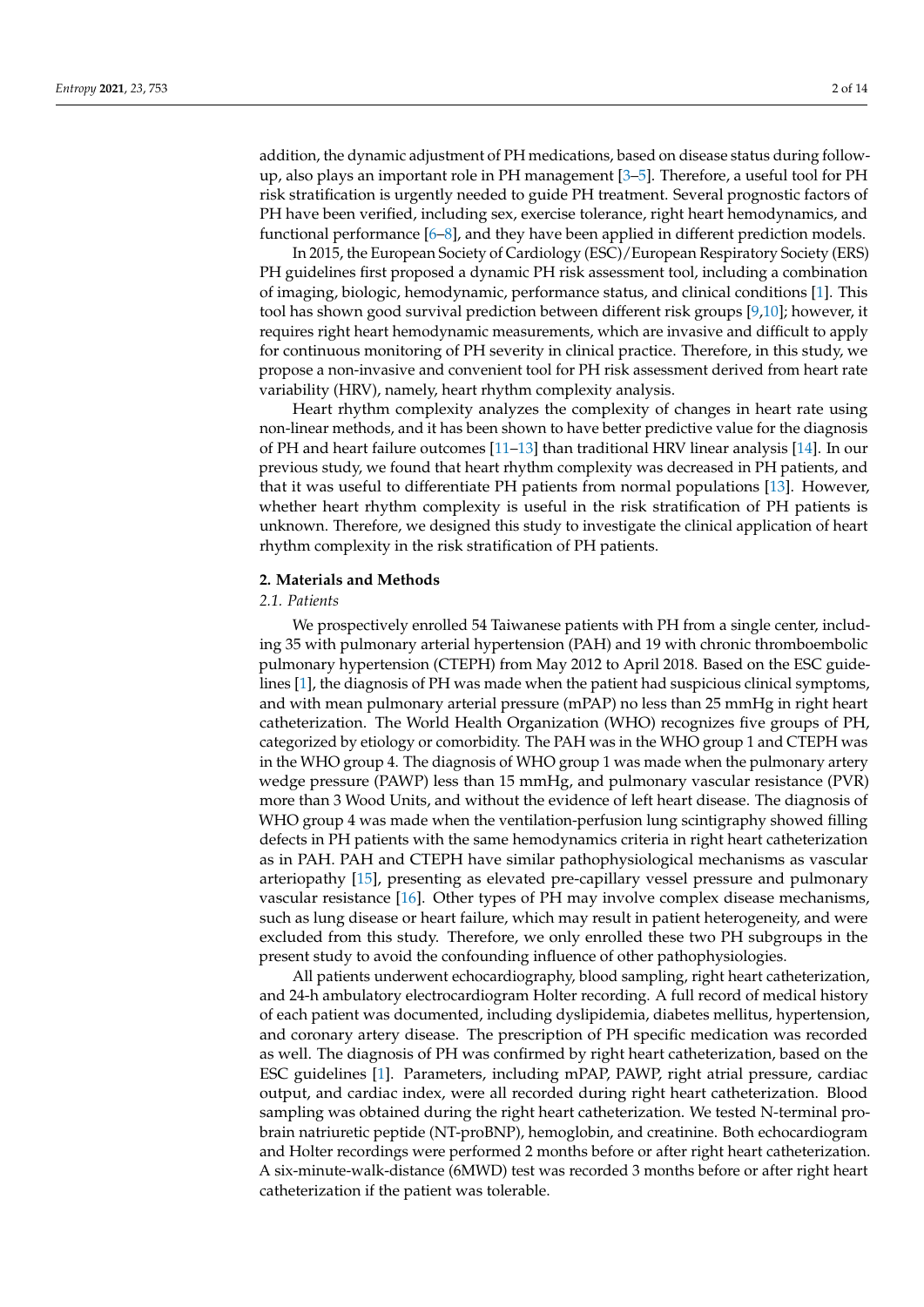addition, the dynamic adjustment of PH medications, based on disease status during follow-up, also plays an important role in PH management [3–5]. Therefore, a useful tool for PH risk stratification is urgently needed to guide PH treatment. Several prognostic factors of PH have been verified, including sex, exercise tolerance, right heart hemodynamics, and functional performance [6–8], and they have been applied in different prediction models.

In 2015, the European Society of Cardiology (ESC)/European Respiratory Society (ERS) PH guidelines first proposed a dynamic PH risk assessment tool, including a combination of imaging, biologic, hemodynamic, performance status, and clinical conditions [1]. This tool has shown good survival prediction between different risk groups [9,10]; however, it requires right heart hemodynamic measurements, which are invasive and difficult to apply for continuous monitoring of PH severity in clinical practice. Therefore, in this study, we propose a non-invasive and convenient tool for PH risk assessment derived from heart rate variability (HRV), namely, heart rhythm complexity analysis.

Heart rhythm complexity analyzes the complexity of changes in heart rate using non-linear methods, and it has been shown to have better predictive value for the diagnosis of PH and heart failure outcomes [11–13] than traditional HRV linear analysis [14]. In our previous study, we found that heart rhythm complexity was decreased in PH patients, and that it was useful to differentiate PH patients from normal populations [13]. However, whether heart rhythm complexity is useful in the risk stratification of PH patients is unknown. Therefore, we designed this study to investigate the clinical application of heart rhythm complexity in the risk stratification of PH patients.

## 2. Materials and Methods

### *2.1. Patients*

We prospectively enrolled 54 Taiwanese patients with PH from a single center, including 35 with pulmonary arterial hypertension (PAH) and 19 with chronic thromboembolic pulmonary hypertension (CTEPH) from May 2012 to April 2018. Based on the ESC guidelines [1], the diagnosis of PH was made when the patient had suspicious clinical symptoms, and with mean pulmonary arterial pressure (mPAP) no less than 25 mmHg in right heart catheterization. The World Health Organization (WHO) recognizes five groups of PH, categorized by etiology or comorbidity. The PAH was in the WHO group 1 and CTEPH was in the WHO group 4. The diagnosis of WHO group 1 was made when the pulmonary artery wedge pressure (PAWP) less than 15 mmHg, and pulmonary vascular resistance (PVR) more than 3 Wood Units, and without the evidence of left heart disease. The diagnosis of WHO group 4 was made when the ventilation-perfusion lung scintigraphy showed filling defects in PH patients with the same hemodynamics criteria in right heart catheterization as in PAH. PAH and CTEPH have similar pathophysiological mechanisms as vascular arteriopathy [15], presenting as elevated pre-capillary vessel pressure and pulmonary vascular resistance [16]. Other types of PH may involve complex disease mechanisms, such as lung disease or heart failure, which may result in patient heterogeneity, and were excluded from this study. Therefore, we only enrolled these two PH subgroups in the present study to avoid the confounding influence of other pathophysiologies.

All patients underwent echocardiography, blood sampling, right heart catheterization, and 24-h ambulatory electrocardiogram Holter recording. A full record of medical history of each patient was documented, including dyslipidemia, diabetes mellitus, hypertension, and coronary artery disease. The prescription of PH specific medication was recorded as well. The diagnosis of PH was confirmed by right heart catheterization, based on the ESC guidelines [1]. Parameters, including mPAP, PAWP, right atrial pressure, cardiac output, and cardiac index, were all recorded during right heart catheterization. Blood sampling was obtained during the right heart catheterization. We tested N-terminal pro-brain natriuretic peptide (NT-proBNP), hemoglobin, and creatinine. Both echocardiogram and Holter recordings were performed 2 months before or after right heart catheterization. A six-minute-walk-distance (6MWD) test was recorded 3 months before or after right heart catheterization if the patient was tolerable.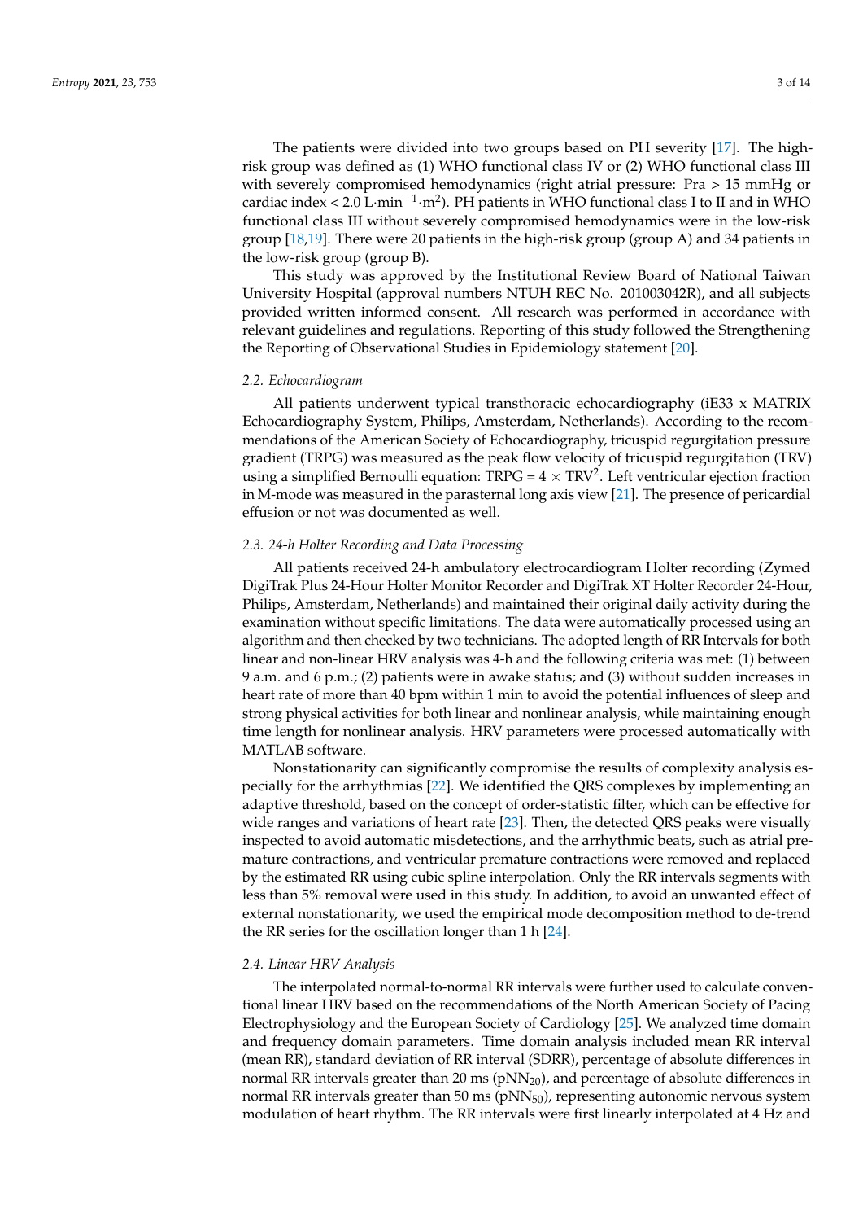The patients were divided into two groups based on PH severity [17]. The high-risk group was defined as (1) WHO functional class IV or (2) WHO functional class III with severely compromised hemodynamics (right atrial pressure: Pra > 15 mmHg or cardiac index < 2.0 $L \cdot min^{-1} \cdot m^2$). PH patients in WHO functional class I to II and in WHO functional class III without severely compromised hemodynamics were in the low-risk group [18,19]. There were 20 patients in the high-risk group (group A) and 34 patients in the low-risk group (group B).

This study was approved by the Institutional Review Board of National Taiwan University Hospital (approval numbers NTUH REC No. 201003042R), and all subjects provided written informed consent. All research was performed in accordance with relevant guidelines and regulations. Reporting of this study followed the Strengthening the Reporting of Observational Studies in Epidemiology statement [20].

### 2.2. Echocardiogram

All patients underwent typical transthoracic echocardiography (iE33 x MATRIX Echocardiography System, Philips, Amsterdam, Netherlands). According to the recommendations of the American Society of Echocardiography, tricuspid regurgitation pressure gradient (TRPG) was measured as the peak flow velocity of tricuspid regurgitation (TRV) using a simplified Bernoulli equation: $TRPG = 4 \times TRV^2$. Left ventricular ejection fraction in M-mode was measured in the parasternal long axis view [21]. The presence of pericardial effusion or not was documented as well.

### 2.3. 24-h Holter Recording and Data Processing

All patients received 24-h ambulatory electrocardiogram Holter recording (Zymed DigiTrak Plus 24-Hour Holter Monitor Recorder and DigiTrak XT Holter Recorder 24-Hour, Philips, Amsterdam, Netherlands) and maintained their original daily activity during the examination without specific limitations. The data were automatically processed using an algorithm and then checked by two technicians. The adopted length of RR Intervals for both linear and non-linear HRV analysis was 4-h and the following criteria was met: (1) between 9 a.m. and 6 p.m.; (2) patients were in awake status; and (3) without sudden increases in heart rate of more than 40 bpm within 1 min to avoid the potential influences of sleep and strong physical activities for both linear and nonlinear analysis, while maintaining enough time length for nonlinear analysis. HRV parameters were processed automatically with MATLAB software.

Nonstationarity can significantly compromise the results of complexity analysis especially for the arrhythmias [22]. We identified the QRS complexes by implementing an adaptive threshold, based on the concept of order-statistic filter, which can be effective for wide ranges and variations of heart rate [23]. Then, the detected QRS peaks were visually inspected to avoid automatic misdetections, and the arrhythmic beats, such as atrial premature contractions, and ventricular premature contractions were removed and replaced by the estimated RR using cubic spline interpolation. Only the RR intervals segments with less than 5% removal were used in this study. In addition, to avoid an unwanted effect of external nonstationarity, we used the empirical mode decomposition method to de-trend the RR series for the oscillation longer than 1 h [24].

### 2.4. Linear HRV Analysis

The interpolated normal-to-normal RR intervals were further used to calculate conventional linear HRV based on the recommendations of the North American Society of Pacing Electrophysiology and the European Society of Cardiology [25]. We analyzed time domain and frequency domain parameters. Time domain analysis included mean RR interval (mean RR), standard deviation of RR interval (SDRR), percentage of absolute differences in normal RR intervals greater than 20 ms ($pNN_{20}$), and percentage of absolute differences in normal RR intervals greater than 50 ms ($pNN_{50}$), representing autonomic nervous system modulation of heart rhythm. The RR intervals were first linearly interpolated at 4 Hz and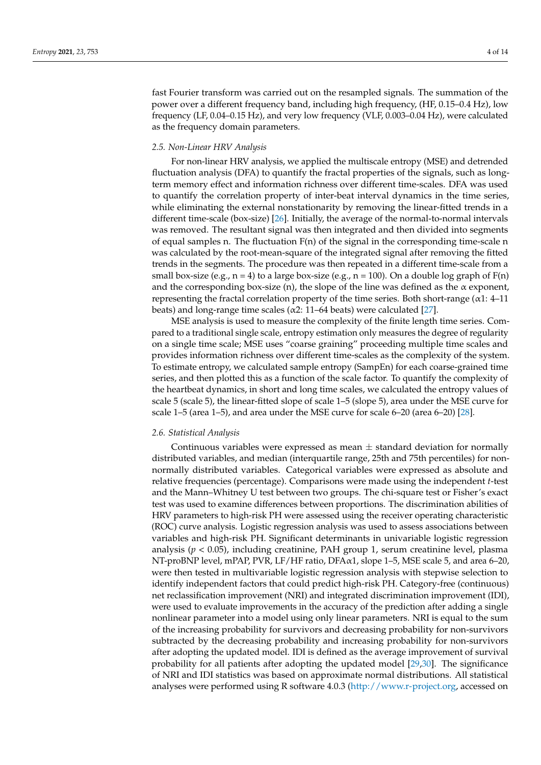fast Fourier transform was carried out on the resampled signals. The summation of the power over a different frequency band, including high frequency, (HF, 0.15–0.4 Hz), low frequency (LF, 0.04–0.15 Hz), and very low frequency (VLF, 0.003–0.04 Hz), were calculated as the frequency domain parameters.

### *2.5. Non-Linear HRV Analysis*

For non-linear HRV analysis, we applied the multiscale entropy (MSE) and detrended fluctuation analysis (DFA) to quantify the fractal properties of the signals, such as long-term memory effect and information richness over different time-scales. DFA was used to quantify the correlation property of inter-beat interval dynamics in the time series, while eliminating the external nonstationarity by removing the linear-fitted trends in a different time-scale (box-size) [26]. Initially, the average of the normal-to-normal intervals was removed. The resultant signal was then integrated and then divided into segments of equal samples n. The fluctuation F(n) of the signal in the corresponding time-scale n was calculated by the root-mean-square of the integrated signal after removing the fitted trends in the segments. The procedure was then repeated in a different time-scale from a small box-size (e.g., n = 4) to a large box-size (e.g., n = 100). On a double log graph of F(n) and the corresponding box-size (n), the slope of the line was defined as the $\alpha$ exponent, representing the fractal correlation property of the time series. Both short-range ($\alpha$1: 4–11 beats) and long-range time scales ($\alpha$2: 11–64 beats) were calculated [27].

MSE analysis is used to measure the complexity of the finite length time series. Compared to a traditional single scale, entropy estimation only measures the degree of regularity on a single time scale; MSE uses "coarse graining" proceeding multiple time scales and provides information richness over different time-scales as the complexity of the system. To estimate entropy, we calculated sample entropy (SampEn) for each coarse-grained time series, and then plotted this as a function of the scale factor. To quantify the complexity of the heartbeat dynamics, in short and long time scales, we calculated the entropy values of scale 5 (scale 5), the linear-fitted slope of scale 1–5 (slope 5), area under the MSE curve for scale 1–5 (area 1–5), and area under the MSE curve for scale 6–20 (area 6–20) [28].

### *2.6. Statistical Analysis*

Continuous variables were expressed as mean $\pm$ standard deviation for normally distributed variables, and median (interquartile range, 25th and 75th percentiles) for non-normally distributed variables. Categorical variables were expressed as absolute and relative frequencies (percentage). Comparisons were made using the independent *t*-test and the Mann–Whitney U test between two groups. The chi-square test or Fisher's exact test was used to examine differences between proportions. The discrimination abilities of HRV parameters to high-risk PH were assessed using the receiver operating characteristic (ROC) curve analysis. Logistic regression analysis was used to assess associations between variables and high-risk PH. Significant determinants in univariable logistic regression analysis ($p < 0.05$), including creatinine, PAH group 1, serum creatinine level, plasma NT-proBNP level, mPAP, PVR, LF/HF ratio, DFA$\alpha$1, slope 1–5, MSE scale 5, and area 6–20, were then tested in multivariable logistic regression analysis with stepwise selection to identify independent factors that could predict high-risk PH. Category-free (continuous) net reclassification improvement (NRI) and integrated discrimination improvement (IDI), were used to evaluate improvements in the accuracy of the prediction after adding a single nonlinear parameter into a model using only linear parameters. NRI is equal to the sum of the increasing probability for survivors and decreasing probability for non-survivors subtracted by the decreasing probability and increasing probability for non-survivors after adopting the updated model. IDI is defined as the average improvement of survival probability for all patients after adopting the updated model [29,30]. The significance of NRI and IDI statistics was based on approximate normal distributions. All statistical analyses were performed using R software 4.0.3 (http://www.r-project.org, accessed on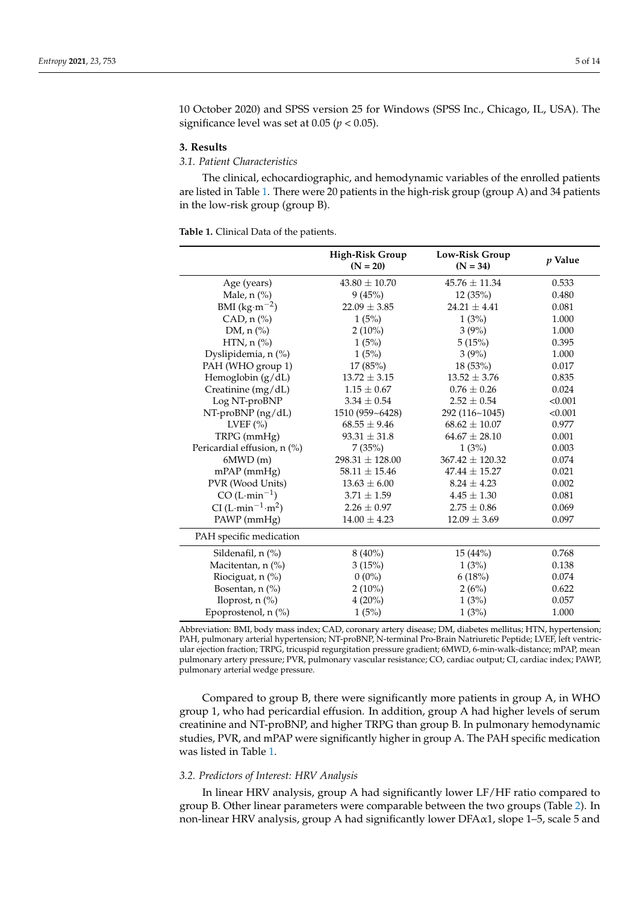10 October 2020) and SPSS version 25 for Windows (SPSS Inc., Chicago, IL, USA). The significance level was set at 0.05 ($p < 0.05$).

## 3. Results

### 3.1. Patient Characteristics

The clinical, echocardiographic, and hemodynamic variables of the enrolled patients are listed in Table 1. There were 20 patients in the high-risk group (group A) and 34 patients in the low-risk group (group B).

**Table 1.** Clinical Data of the patients.

| | High-Risk Group (N = 20) | Low-Risk Group (N = 34) | $p$ Value |
|---|---|---|---|
| Age (years) | 43.80 ± 10.70 | 45.76 ± 11.34 | 0.533 |
| Male, n (%) | 9 (45%) | 12 (35%) | 0.480 |
| BMI ($kg \cdot m^{-2}$) | 22.09 ± 3.85 | 24.21 ± 4.41 | 0.081 |
| CAD, n (%) | 1 (5%) | 1 (3%) | 1.000 |
| DM, n (%) | 2 (10%) | 3 (9%) | 1.000 |
| HTN, n (%) | 1 (5%) | 5 (15%) | 0.395 |
| Dyslipidemia, n (%) | 1 (5%) | 3 (9%) | 1.000 |
| PAH (WHO group 1) | 17 (85%) | 18 (53%) | 0.017 |
| Hemoglobin (g/dL) | 13.72 ± 3.15 | 13.52 ± 3.76 | 0.835 |
| Creatinine (mg/dL) | 1.15 ± 0.67 | 0.76 ± 0.26 | 0.024 |
| Log NT-proBNP | 3.34 ± 0.54 | 2.52 ± 0.54 | <0.001 |
| NT-proBNP (ng/dL) | 1510 (959~6428) | 292 (116~1045) | <0.001 |
| LVEF (%) | 68.55 ± 9.46 | 68.62 ± 10.07 | 0.977 |
| TRPG (mmHg) | 93.31 ± 31.8 | 64.67 ± 28.10 | 0.001 |
| Pericardial effusion, n (%) | 7 (35%) | 1 (3%) | 0.003 |
| 6MWD (m) | 298.31 ± 128.00 | 367.42 ± 120.32 | 0.074 |
| mPAP (mmHg) | 58.11 ± 15.46 | 47.44 ± 15.27 | 0.021 |
| PVR (Wood Units) | 13.63 ± 6.00 | 8.24 ± 4.23 | 0.002 |
| CO ($L \cdot min^{-1}$) | 3.71 ± 1.59 | 4.45 ± 1.30 | 0.081 |
| CI ($L \cdot min^{-1} \cdot m^2$) | 2.26 ± 0.97 | 2.75 ± 0.86 | 0.069 |
| PAWP (mmHg) | 14.00 ± 4.23 | 12.09 ± 3.69 | 0.097 |
| PAH specific medication | | | |
| Sildenafil, n (%) | 8 (40%) | 15 (44%) | 0.768 |
| Macitentan, n (%) | 3 (15%) | 1 (3%) | 0.138 |
| Riociguat, n (%) | 0 (0%) | 6 (18%) | 0.074 |
| Bosentan, n (%) | 2 (10%) | 2 (6%) | 0.622 |
| Iloprost, n (%) | 4 (20%) | 1 (3%) | 0.057 |
| Epoprostenol, n (%) | 1 (5%) | 1 (3%) | 1.000 |

Abbreviation: BMI, body mass index; CAD, coronary artery disease; DM, diabetes mellitus; HTN, hypertension; PAH, pulmonary arterial hypertension; NT-proBNP, N-terminal Pro-Brain Natriuretic Peptide; LVEF, left ventricular ejection fraction; TRPG, tricuspid regurgitation pressure gradient; 6MWD, 6-min-walk-distance; mPAP, mean pulmonary artery pressure; PVR, pulmonary vascular resistance; CO, cardiac output; CI, cardiac index; PAWP, pulmonary arterial wedge pressure.

Compared to group B, there were significantly more patients in group A, in WHO group 1, who had pericardial effusion. In addition, group A had higher levels of serum creatinine and NT-proBNP, and higher TRPG than group B. In pulmonary hemodynamic studies, PVR, and mPAP were significantly higher in group A. The PAH specific medication was listed in Table 1.

### 3.2. Predictors of Interest: HRV Analysis

In linear HRV analysis, group A had significantly lower LF/HF ratio compared to group B. Other linear parameters were comparable between the two groups (Table 2). In non-linear HRV analysis, group A had significantly lower DFA$\alpha$1, slope 1–5, scale 5 and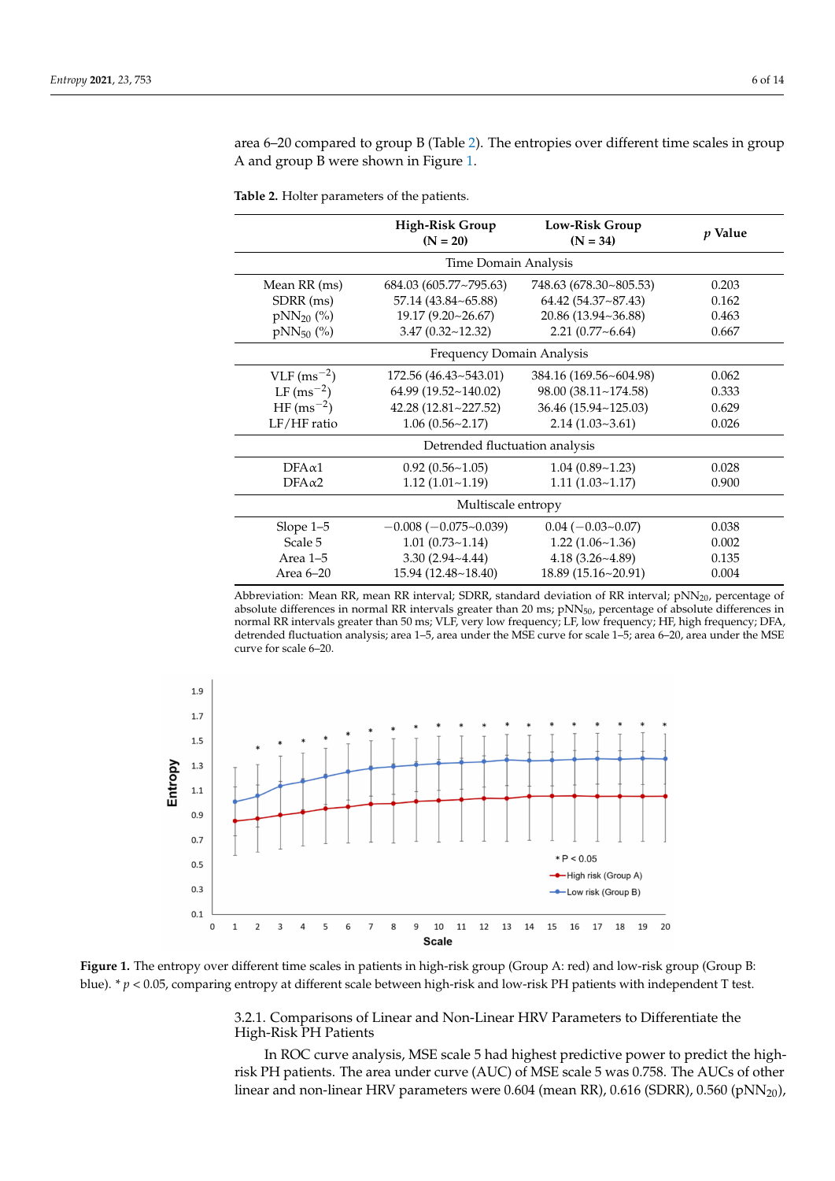area 6–20 compared to group B (Table 2). The entropies over different time scales in group A and group B were shown in Figure 1.

**Table 2.** Holter parameters of the patients.

| | High-Risk Group (N = 20) | Low-Risk Group (N = 34) | *p* Value |
|---|---|---|---|
| **Time Domain Analysis** | | | |
| Mean RR (ms) | 684.03 (605.77~795.63) | 748.63 (678.30~805.53) | 0.203 |
| SDRR (ms) | 57.14 (43.84~65.88) | 64.42 (54.37~87.43) | 0.162 |
| $pNN_{20}$ (%) | 19.17 (9.20~26.67) | 20.86 (13.94~36.88) | 0.463 |
| $pNN_{50}$ (%) | 3.47 (0.32~12.32) | 2.21 (0.77~6.64) | 0.667 |
| **Frequency Domain Analysis** | | | |
| VLF ($ms^{-2}$) | 172.56 (46.43~543.01) | 384.16 (169.56~604.98) | 0.062 |
| LF ($ms^{-2}$) | 64.99 (19.52~140.02) | 98.00 (38.11~174.58) | 0.333 |
| HF ($ms^{-2}$) | 42.28 (12.81~227.52) | 36.46 (15.94~125.03) | 0.629 |
| LF/HF ratio | 1.06 (0.56~2.17) | 2.14 (1.03~3.61) | 0.026 |
| **Detrended fluctuation analysis** | | | |
| DFA$\alpha$1 | 0.92 (0.56~1.05) | 1.04 (0.89~1.23) | 0.028 |
| DFA$\alpha$2 | 1.12 (1.01~1.19) | 1.11 (1.03~1.17) | 0.900 |
| **Multiscale entropy** | | | |
| Slope 1–5 | −0.008 (−0.075~0.039) | 0.04 (−0.03~0.07) | 0.038 |
| Scale 5 | 1.01 (0.73~1.14) | 1.22 (1.06~1.36) | 0.002 |
| Area 1–5 | 3.30 (2.94~4.44) | 4.18 (3.26~4.89) | 0.135 |
| Area 6–20 | 15.94 (12.48~18.40) | 18.89 (15.16~20.91) | 0.004 |

Abbreviation: Mean RR, mean RR interval; SDRR, standard deviation of RR interval; $pNN_{20}$, percentage of absolute differences in normal RR intervals greater than 20 ms; $pNN_{50}$, percentage of absolute differences in normal RR intervals greater than 50 ms; VLF, very low frequency; LF, low frequency; HF, high frequency; DFA, detrended fluctuation analysis; area 1–5, area under the MSE curve for scale 1–5; area 6–20, area under the MSE curve for scale 6–20.

**Figure 1.** The entropy over different time scales in patients in high-risk group (Group A: red) and low-risk group (Group B: blue). * $p < 0.05$, comparing entropy at different scale between high-risk and low-risk PH patients with independent T test.

### 3.2.1. Comparisons of Linear and Non-Linear HRV Parameters to Differentiate the High-Risk PH Patients

In ROC curve analysis, MSE scale 5 had highest predictive power to predict the high-risk PH patients. The area under curve (AUC) of MSE scale 5 was 0.758. The AUCs of other linear and non-linear HRV parameters were 0.604 (mean RR), 0.616 (SDRR), 0.560 ($pNN_{20}$),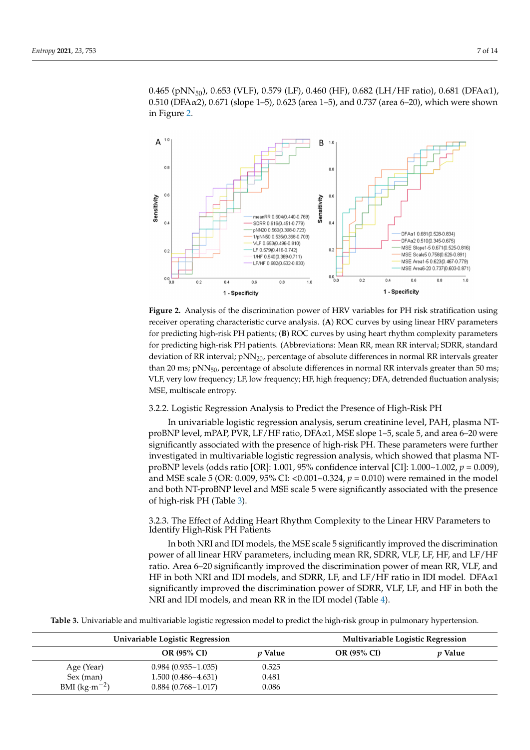0.465 ($pNN_{50}$), 0.653 (VLF), 0.579 (LF), 0.460 (HF), 0.682 (LH/HF ratio), 0.681 (DFA$\alpha$1), 0.510 (DFA$\alpha$2), 0.671 (slope 1–5), 0.623 (area 1–5), and 0.737 (area 6–20), which were shown in Figure 2.

**Figure 2.** Analysis of the discrimination power of HRV variables for PH risk stratification using receiver operating characteristic curve analysis. (**A**) ROC curves by using linear HRV parameters for predicting high-risk PH patients; (**B**) ROC curves by using heart rhythm complexity parameters for predicting high-risk PH patients. (Abbreviations: Mean RR, mean RR interval; SDRR, standard deviation of RR interval; $pNN_{20}$, percentage of absolute differences in normal RR intervals greater than 20 ms; $pNN_{50}$, percentage of absolute differences in normal RR intervals greater than 50 ms; VLF, very low frequency; LF, low frequency; HF, high frequency; DFA, detrended fluctuation analysis; MSE, multiscale entropy.

#### 3.2.2. Logistic Regression Analysis to Predict the Presence of High-Risk PH

In univariable logistic regression analysis, serum creatinine level, PAH, plasma NT-proBNP level, mPAP, PVR, LF/HF ratio, DFA$\alpha$1, MSE slope 1–5, scale 5, and area 6–20 were significantly associated with the presence of high-risk PH. These parameters were further investigated in multivariable logistic regression analysis, which showed that plasma NT-proBNP levels (odds ratio [OR]: 1.001, 95% confidence interval [CI]: 1.000~1.002, $p$ = 0.009), and MSE scale 5 (OR: 0.009, 95% CI: <0.001~0.324, $p$ = 0.010) were remained in the model and both NT-proBNP level and MSE scale 5 were significantly associated with the presence of high-risk PH (Table 3).

#### 3.2.3. The Effect of Adding Heart Rhythm Complexity to the Linear HRV Parameters to Identify High-Risk PH Patients

In both NRI and IDI models, the MSE scale 5 significantly improved the discrimination power of all linear HRV parameters, including mean RR, SDRR, VLF, LF, HF, and LF/HF ratio. Area 6–20 significantly improved the discrimination power of mean RR, VLF, and HF in both NRI and IDI models, and SDRR, LF, and LF/HF ratio in IDI model. DFA$\alpha$1 significantly improved the discrimination power of SDRR, VLF, LF, and HF in both the NRI and IDI models, and mean RR in the IDI model (Table 4).

**Table 3.** Univariable and multivariable logistic regression model to predict the high-risk group in pulmonary hypertension.

| | Univariable Logistic Regression | | Multivariable Logistic Regression | |
|---|---|---|---|---|
| | **OR (95% CI)** | ***p* Value** | **OR (95% CI)** | ***p* Value** |
| Age (Year) | 0.984 (0.935~1.035) | 0.525 | | |
| Sex (man) | 1.500 (0.486~4.631) | 0.481 | | |
| BMI ($kg \cdot m^{-2}$) | 0.884 (0.768~1.017) | 0.086 | | |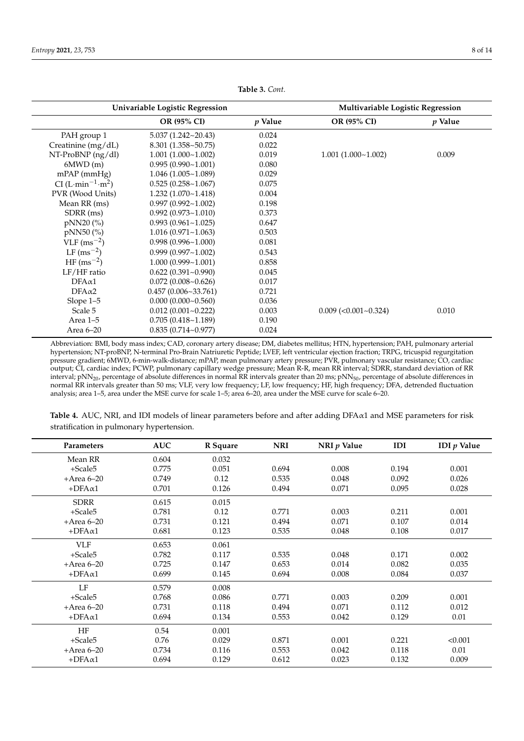**Table 3.** *Cont.*

| | Univariable Logistic Regression | | Multivariable Logistic Regression | |
|---|---|---|---|---|
| | **OR (95% CI)** | ***p* Value** | **OR (95% CI)** | ***p* Value** |
| PAH group 1 | 5.037 (1.242~20.43) | 0.024 | | |
| Creatinine (mg/dL) | 8.301 (1.358~50.75) | 0.022 | | |
| NT-ProBNP (ng/dl) | 1.001 (1.000~1.002) | 0.019 | 1.001 (1.000~1.002) | 0.009 |
| 6MWD (m) | 0.995 (0.990~1.001) | 0.080 | | |
| mPAP (mmHg) | 1.046 (1.005~1.089) | 0.029 | | |
| CI ($L \cdot min^{-1} \cdot m^2$) | 0.525 (0.258~1.067) | 0.075 | | |
| PVR (Wood Units) | 1.232 (1.070~1.418) | 0.004 | | |
| Mean RR (ms) | 0.997 (0.992~1.002) | 0.198 | | |
| SDRR (ms) | 0.992 (0.973~1.010) | 0.373 | | |
| pNN20 (%) | 0.993 (0.961~1.025) | 0.647 | | |
| pNN50 (%) | 1.016 (0.971~1.063) | 0.503 | | |
| VLF ($ms^{-2}$) | 0.998 (0.996~1.000) | 0.081 | | |
| LF ($ms^{-2}$) | 0.999 (0.997~1.002) | 0.543 | | |
| HF ($ms^{-2}$) | 1.000 (0.999~1.001) | 0.858 | | |
| LF/HF ratio | 0.622 (0.391~0.990) | 0.045 | | |
| DFA$\alpha$1 | 0.072 (0.008~0.626) | 0.017 | | |
| DFA$\alpha$2 | 0.457 (0.006~33.761) | 0.721 | | |
| Slope 1–5 | 0.000 (0.000~0.560) | 0.036 | | |
| Scale 5 | 0.012 (0.001~0.222) | 0.003 | 0.009 (<0.001~0.324) | 0.010 |
| Area 1–5 | 0.705 (0.418~1.189) | 0.190 | | |
| Area 6–20 | 0.835 (0.714~0.977) | 0.024 | | |

Abbreviation: BMI, body mass index; CAD, coronary artery disease; DM, diabetes mellitus; HTN, hypertension; PAH, pulmonary arterial hypertension; NT-proBNP, N-terminal Pro-Brain Natriuretic Peptide; LVEF, left ventricular ejection fraction; TRPG, tricuspid regurgitation pressure gradient; 6MWD, 6-min-walk-distance; mPAP, mean pulmonary artery pressure; PVR, pulmonary vascular resistance; CO, cardiac output; CI, cardiac index; PCWP, pulmonary capillary wedge pressure; Mean R-R, mean RR interval; SDRR, standard deviation of RR interval; $pNN_{20}$, percentage of absolute differences in normal RR intervals greater than 20 ms; $pNN_{50}$, percentage of absolute differences in normal RR intervals greater than 50 ms; VLF, very low frequency; LF, low frequency; HF, high frequency; DFA, detrended fluctuation analysis; area 1–5, area under the MSE curve for scale 1–5; area 6–20, area under the MSE curve for scale 6–20.

**Table 4.** AUC, NRI, and IDI models of linear parameters before and after adding DFA$\alpha$1 and MSE parameters for risk stratification in pulmonary hypertension.

| Parameters | AUC | R Square | NRI | NRI *p* Value | IDI | IDI *p* Value |
|---|---|---|---|---|---|---|
| Mean RR | 0.604 | 0.032 | | | | |
| +Scale5 | 0.775 | 0.051 | 0.694 | 0.008 | 0.194 | 0.001 |
| +Area 6–20 | 0.749 | 0.12 | 0.535 | 0.048 | 0.092 | 0.026 |
| +DFA$\alpha$1 | 0.701 | 0.126 | 0.494 | 0.071 | 0.095 | 0.028 |
| SDRR | 0.615 | 0.015 | | | | |
| +Scale5 | 0.781 | 0.12 | 0.771 | 0.003 | 0.211 | 0.001 |
| +Area 6–20 | 0.731 | 0.121 | 0.494 | 0.071 | 0.107 | 0.014 |
| +DFA$\alpha$1 | 0.681 | 0.123 | 0.535 | 0.048 | 0.108 | 0.017 |
| VLF | 0.653 | 0.061 | | | | |
| +Scale5 | 0.782 | 0.117 | 0.535 | 0.048 | 0.171 | 0.002 |
| +Area 6–20 | 0.725 | 0.147 | 0.653 | 0.014 | 0.082 | 0.035 |
| +DFA$\alpha$1 | 0.699 | 0.145 | 0.694 | 0.008 | 0.084 | 0.037 |
| LF | 0.579 | 0.008 | | | | |
| +Scale5 | 0.768 | 0.086 | 0.771 | 0.003 | 0.209 | 0.001 |
| +Area 6–20 | 0.731 | 0.118 | 0.494 | 0.071 | 0.112 | 0.012 |
| +DFA$\alpha$1 | 0.694 | 0.134 | 0.553 | 0.042 | 0.129 | 0.01 |
| HF | 0.54 | 0.001 | | | | |
| +Scale5 | 0.76 | 0.029 | 0.871 | 0.001 | 0.221 | <0.001 |
| +Area 6–20 | 0.734 | 0.116 | 0.553 | 0.042 | 0.118 | 0.01 |
| +DFA$\alpha$1 | 0.694 | 0.129 | 0.612 | 0.023 | 0.132 | 0.009 |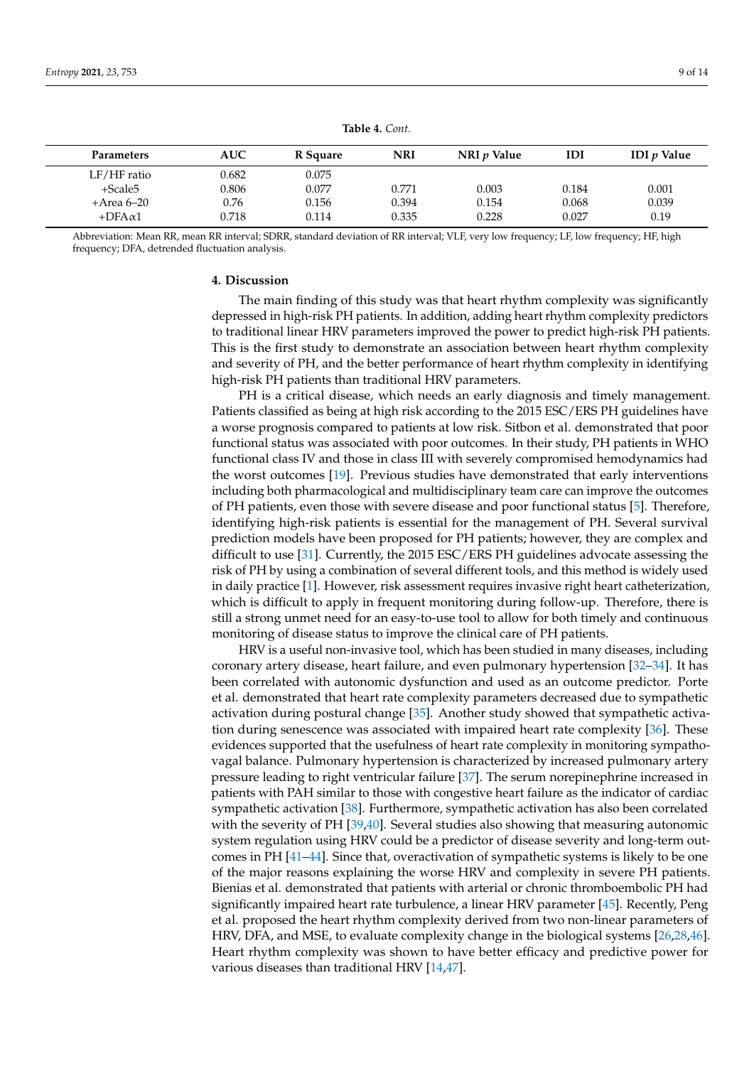**Table 4.** *Cont.*

| Parameters | AUC | R Square | NRI | NRI *p* Value | IDI | IDI *p* Value |
|---|---|---|---|---|---|---|
| LF/HF ratio | 0.682 | 0.075 | | | | |
| +Scale5 | 0.806 | 0.077 | 0.771 | 0.003 | 0.184 | 0.001 |
| +Area 6–20 | 0.76 | 0.156 | 0.394 | 0.154 | 0.068 | 0.039 |
| +DFA$\alpha$1 | 0.718 | 0.114 | 0.335 | 0.228 | 0.027 | 0.19 |

Abbreviation: Mean RR, mean RR interval; SDRR, standard deviation of RR interval; VLF, very low frequency; LF, low frequency; HF, high frequency; DFA, detrended fluctuation analysis.

## 4. Discussion

The main finding of this study was that heart rhythm complexity was significantly depressed in high-risk PH patients. In addition, adding heart rhythm complexity predictors to traditional linear HRV parameters improved the power to predict high-risk PH patients. This is the first study to demonstrate an association between heart rhythm complexity and severity of PH, and the better performance of heart rhythm complexity in identifying high-risk PH patients than traditional HRV parameters.

PH is a critical disease, which needs an early diagnosis and timely management. Patients classified as being at high risk according to the 2015 ESC/ERS PH guidelines have a worse prognosis compared to patients at low risk. Sitbon et al. demonstrated that poor functional status was associated with poor outcomes. In their study, PH patients in WHO functional class IV and those in class III with severely compromised hemodynamics had the worst outcomes [19]. Previous studies have demonstrated that early interventions including both pharmacological and multidisciplinary team care can improve the outcomes of PH patients, even those with severe disease and poor functional status [5]. Therefore, identifying high-risk patients is essential for the management of PH. Several survival prediction models have been proposed for PH patients; however, they are complex and difficult to use [31]. Currently, the 2015 ESC/ERS PH guidelines advocate assessing the risk of PH by using a combination of several different tools, and this method is widely used in daily practice [1]. However, risk assessment requires invasive right heart catheterization, which is difficult to apply in frequent monitoring during follow-up. Therefore, there is still a strong unmet need for an easy-to-use tool to allow for both timely and continuous monitoring of disease status to improve the clinical care of PH patients.

HRV is a useful non-invasive tool, which has been studied in many diseases, including coronary artery disease, heart failure, and even pulmonary hypertension [32–34]. It has been correlated with autonomic dysfunction and used as an outcome predictor. Porte et al. demonstrated that heart rate complexity parameters decreased due to sympathetic activation during postural change [35]. Another study showed that sympathetic activation during senescence was associated with impaired heart rate complexity [36]. These evidences supported that the usefulness of heart rate complexity in monitoring sympatho-vagal balance. Pulmonary hypertension is characterized by increased pulmonary artery pressure leading to right ventricular failure [37]. The serum norepinephrine increased in patients with PAH similar to those with congestive heart failure as the indicator of cardiac sympathetic activation [38]. Furthermore, sympathetic activation has also been correlated with the severity of PH [39,40]. Several studies also showing that measuring autonomic system regulation using HRV could be a predictor of disease severity and long-term outcomes in PH [41–44]. Since that, overactivation of sympathetic systems is likely to be one of the major reasons explaining the worse HRV and complexity in severe PH patients. Bienias et al. demonstrated that patients with arterial or chronic thromboembolic PH had significantly impaired heart rate turbulence, a linear HRV parameter [45]. Recently, Peng et al. proposed the heart rhythm complexity derived from two non-linear parameters of HRV, DFA, and MSE, to evaluate complexity change in the biological systems [26,28,46]. Heart rhythm complexity was shown to have better efficacy and predictive power for various diseases than traditional HRV [14,47].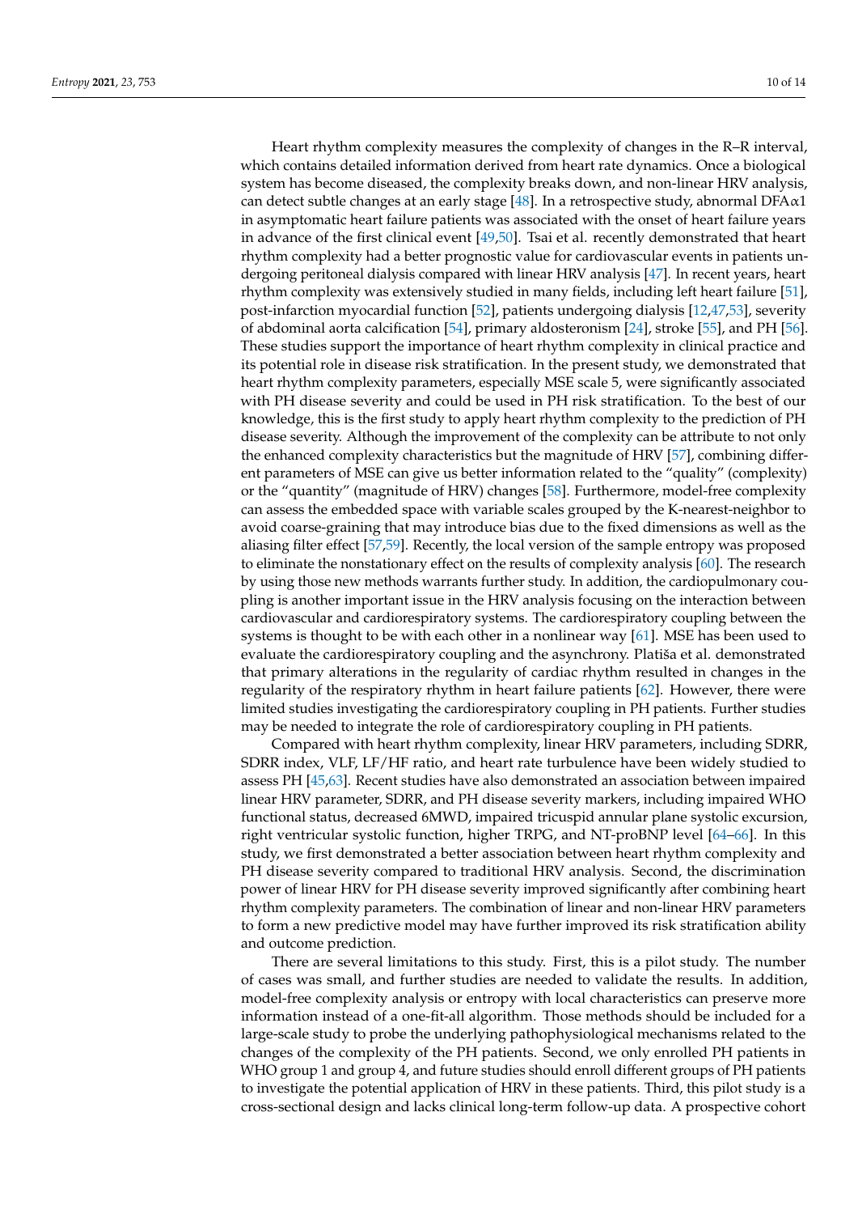Heart rhythm complexity measures the complexity of changes in the R–R interval, which contains detailed information derived from heart rate dynamics. Once a biological system has become diseased, the complexity breaks down, and non-linear HRV analysis, can detect subtle changes at an early stage [48]. In a retrospective study, abnormal DFA$\alpha$1 in asymptomatic heart failure patients was associated with the onset of heart failure years in advance of the first clinical event [49,50]. Tsai et al. recently demonstrated that heart rhythm complexity had a better prognostic value for cardiovascular events in patients undergoing peritoneal dialysis compared with linear HRV analysis [47]. In recent years, heart rhythm complexity was extensively studied in many fields, including left heart failure [51], post-infarction myocardial function [52], patients undergoing dialysis [12,47,53], severity of abdominal aorta calcification [54], primary aldosteronism [24], stroke [55], and PH [56]. These studies support the importance of heart rhythm complexity in clinical practice and its potential role in disease risk stratification. In the present study, we demonstrated that heart rhythm complexity parameters, especially MSE scale 5, were significantly associated with PH disease severity and could be used in PH risk stratification. To the best of our knowledge, this is the first study to apply heart rhythm complexity to the prediction of PH disease severity. Although the improvement of the complexity can be attribute to not only the enhanced complexity characteristics but the magnitude of HRV [57], combining different parameters of MSE can give us better information related to the "quality" (complexity) or the "quantity" (magnitude of HRV) changes [58]. Furthermore, model-free complexity can assess the embedded space with variable scales grouped by the K-nearest-neighbor to avoid coarse-graining that may introduce bias due to the fixed dimensions as well as the aliasing filter effect [57,59]. Recently, the local version of the sample entropy was proposed to eliminate the nonstationary effect on the results of complexity analysis [60]. The research by using those new methods warrants further study. In addition, the cardiopulmonary coupling is another important issue in the HRV analysis focusing on the interaction between cardiovascular and cardiorespiratory systems. The cardiorespiratory coupling between the systems is thought to be with each other in a nonlinear way [61]. MSE has been used to evaluate the cardiorespiratory coupling and the asynchrony. Platiša et al. demonstrated that primary alterations in the regularity of cardiac rhythm resulted in changes in the regularity of the respiratory rhythm in heart failure patients [62]. However, there were limited studies investigating the cardiorespiratory coupling in PH patients. Further studies may be needed to integrate the role of cardiorespiratory coupling in PH patients.

Compared with heart rhythm complexity, linear HRV parameters, including SDRR, SDRR index, VLF, LF/HF ratio, and heart rate turbulence have been widely studied to assess PH [45,63]. Recent studies have also demonstrated an association between impaired linear HRV parameter, SDRR, and PH disease severity markers, including impaired WHO functional status, decreased 6MWD, impaired tricuspid annular plane systolic excursion, right ventricular systolic function, higher TRPG, and NT-proBNP level [64–66]. In this study, we first demonstrated a better association between heart rhythm complexity and PH disease severity compared to traditional HRV analysis. Second, the discrimination power of linear HRV for PH disease severity improved significantly after combining heart rhythm complexity parameters. The combination of linear and non-linear HRV parameters to form a new predictive model may have further improved its risk stratification ability and outcome prediction.

There are several limitations to this study. First, this is a pilot study. The number of cases was small, and further studies are needed to validate the results. In addition, model-free complexity analysis or entropy with local characteristics can preserve more information instead of a one-fit-all algorithm. Those methods should be included for a large-scale study to probe the underlying pathophysiological mechanisms related to the changes of the complexity of the PH patients. Second, we only enrolled PH patients in WHO group 1 and group 4, and future studies should enroll different groups of PH patients to investigate the potential application of HRV in these patients. Third, this pilot study is a cross-sectional design and lacks clinical long-term follow-up data. A prospective cohort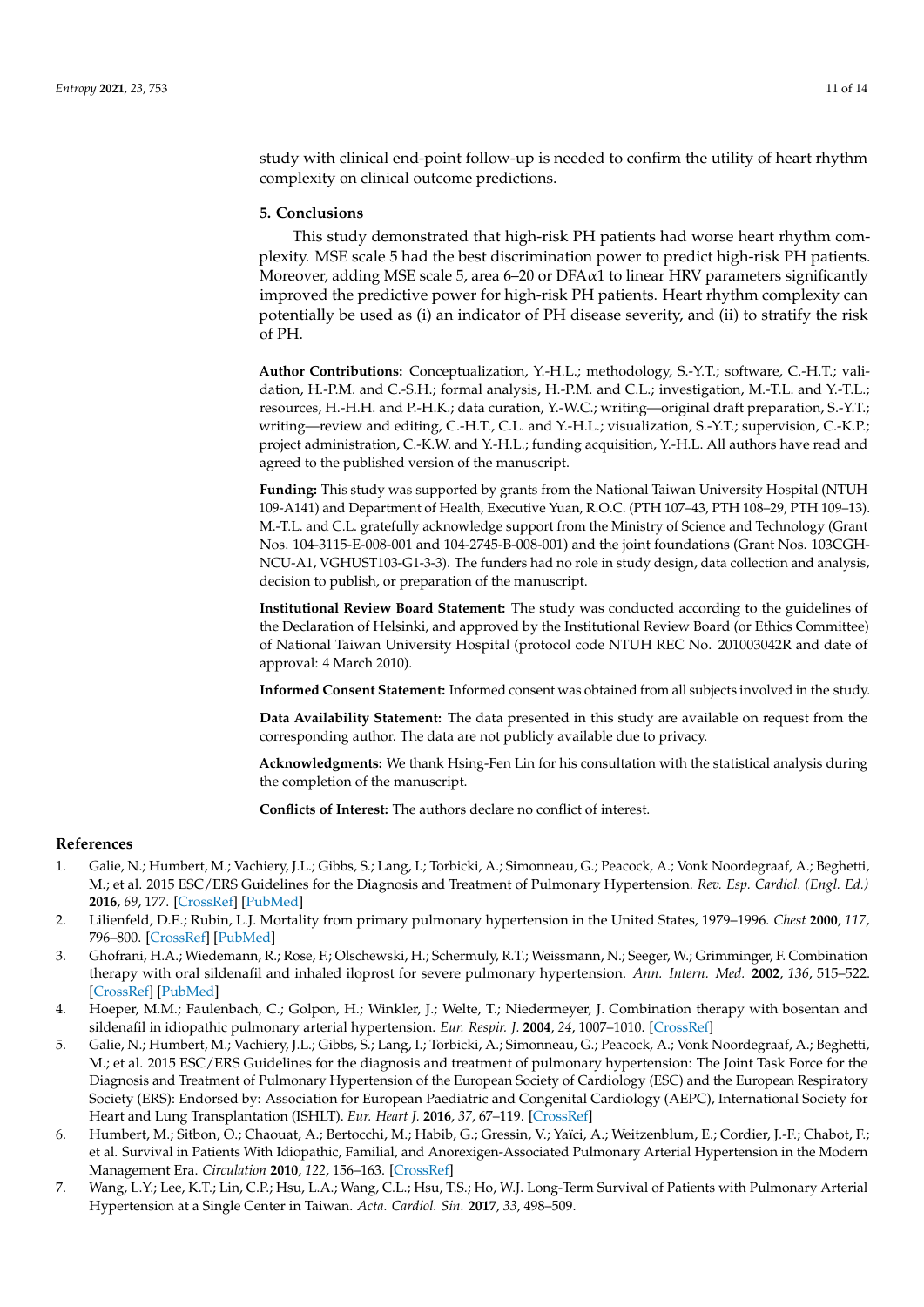study with clinical end-point follow-up is needed to confirm the utility of heart rhythm complexity on clinical outcome predictions.

## 5. Conclusions

This study demonstrated that high-risk PH patients had worse heart rhythm complexity. MSE scale 5 had the best discrimination power to predict high-risk PH patients. Moreover, adding MSE scale 5, area 6–20 or DFA$\alpha$1 to linear HRV parameters significantly improved the predictive power for high-risk PH patients. Heart rhythm complexity can potentially be used as (i) an indicator of PH disease severity, and (ii) to stratify the risk of PH.

**Author Contributions:** Conceptualization, Y.-H.L.; methodology, S.-Y.T.; software, C.-H.T.; validation, H.-P.M. and C.-S.H.; formal analysis, H.-P.M. and C.L.; investigation, M.-T.L. and Y.-T.L.; resources, H.-H.H. and P.-H.K.; data curation, Y.-W.C.; writing—original draft preparation, S.-Y.T.; writing—review and editing, C.-H.T., C.L. and Y.-H.L.; visualization, S.-Y.T.; supervision, C.-K.P.; project administration, C.-K.W. and Y.-H.L.; funding acquisition, Y.-H.L. All authors have read and agreed to the published version of the manuscript.

**Funding:** This study was supported by grants from the National Taiwan University Hospital (NTUH 109-A141) and Department of Health, Executive Yuan, R.O.C. (PTH 107–43, PTH 108–29, PTH 109–13). M.-T.L. and C.L. gratefully acknowledge support from the Ministry of Science and Technology (Grant Nos. 104-3115-E-008-001 and 104-2745-B-008-001) and the joint foundations (Grant Nos. 103CGH-NCU-A1, VGHUST103-G1-3-3). The funders had no role in study design, data collection and analysis, decision to publish, or preparation of the manuscript.

**Institutional Review Board Statement:** The study was conducted according to the guidelines of the Declaration of Helsinki, and approved by the Institutional Review Board (or Ethics Committee) of National Taiwan University Hospital (protocol code NTUH REC No. 201003042R and date of approval: 4 March 2010).

**Informed Consent Statement:** Informed consent was obtained from all subjects involved in the study.

**Data Availability Statement:** The data presented in this study are available on request from the corresponding author. The data are not publicly available due to privacy.

**Acknowledgments:** We thank Hsing-Fen Lin for his consultation with the statistical analysis during the completion of the manuscript.

**Conflicts of Interest:** The authors declare no conflict of interest.

## References

1. Galie, N.; Humbert, M.; Vachiery, J.L.; Gibbs, S.; Lang, I.; Torbicki, A.; Simonneau, G.; Peacock, A.; Vonk Noordegraaf, A.; Beghetti, M.; et al. 2015 ESC/ERS Guidelines for the Diagnosis and Treatment of Pulmonary Hypertension. *Rev. Esp. Cardiol. (Engl. Ed.)* **2016**, *69*, 177. [CrossRef] [PubMed]
2. Lilienfeld, D.E.; Rubin, L.J. Mortality from primary pulmonary hypertension in the United States, 1979–1996. *Chest* **2000**, *117*, 796–800. [CrossRef] [PubMed]
3. Ghofrani, H.A.; Wiedemann, R.; Rose, F.; Olschewski, H.; Schermuly, R.T.; Weissmann, N.; Seeger, W.; Grimminger, F. Combination therapy with oral sildenafil and inhaled iloprost for severe pulmonary hypertension. *Ann. Intern. Med.* **2002**, *136*, 515–522. [CrossRef] [PubMed]
4. Hoeper, M.M.; Faulenbach, C.; Golpon, H.; Winkler, J.; Welte, T.; Niedermeyer, J. Combination therapy with bosentan and sildenafil in idiopathic pulmonary arterial hypertension. *Eur. Respir. J.* **2004**, *24*, 1007–1010. [CrossRef]
5. Galie, N.; Humbert, M.; Vachiery, J.L.; Gibbs, S.; Lang, I.; Torbicki, A.; Simonneau, G.; Peacock, A.; Vonk Noordegraaf, A.; Beghetti, M.; et al. 2015 ESC/ERS Guidelines for the diagnosis and treatment of pulmonary hypertension: The Joint Task Force for the Diagnosis and Treatment of Pulmonary Hypertension of the European Society of Cardiology (ESC) and the European Respiratory Society (ERS): Endorsed by: Association for European Paediatric and Congenital Cardiology (AEPC), International Society for Heart and Lung Transplantation (ISHLT). *Eur. Heart J.* **2016**, *37*, 67–119. [CrossRef]
6. Humbert, M.; Sitbon, O.; Chaouat, A.; Bertocchi, M.; Habib, G.; Gressin, V.; Yaïci, A.; Weitzenblum, E.; Cordier, J.-F.; Chabot, F.; et al. Survival in Patients With Idiopathic, Familial, and Anorexigen-Associated Pulmonary Arterial Hypertension in the Modern Management Era. *Circulation* **2010**, *122*, 156–163. [CrossRef]
7. Wang, L.Y.; Lee, K.T.; Lin, C.P.; Hsu, L.A.; Wang, C.L.; Hsu, T.S.; Ho, W.J. Long-Term Survival of Patients with Pulmonary Arterial Hypertension at a Single Center in Taiwan. *Acta. Cardiol. Sin.* **2017**, *33*, 498–509.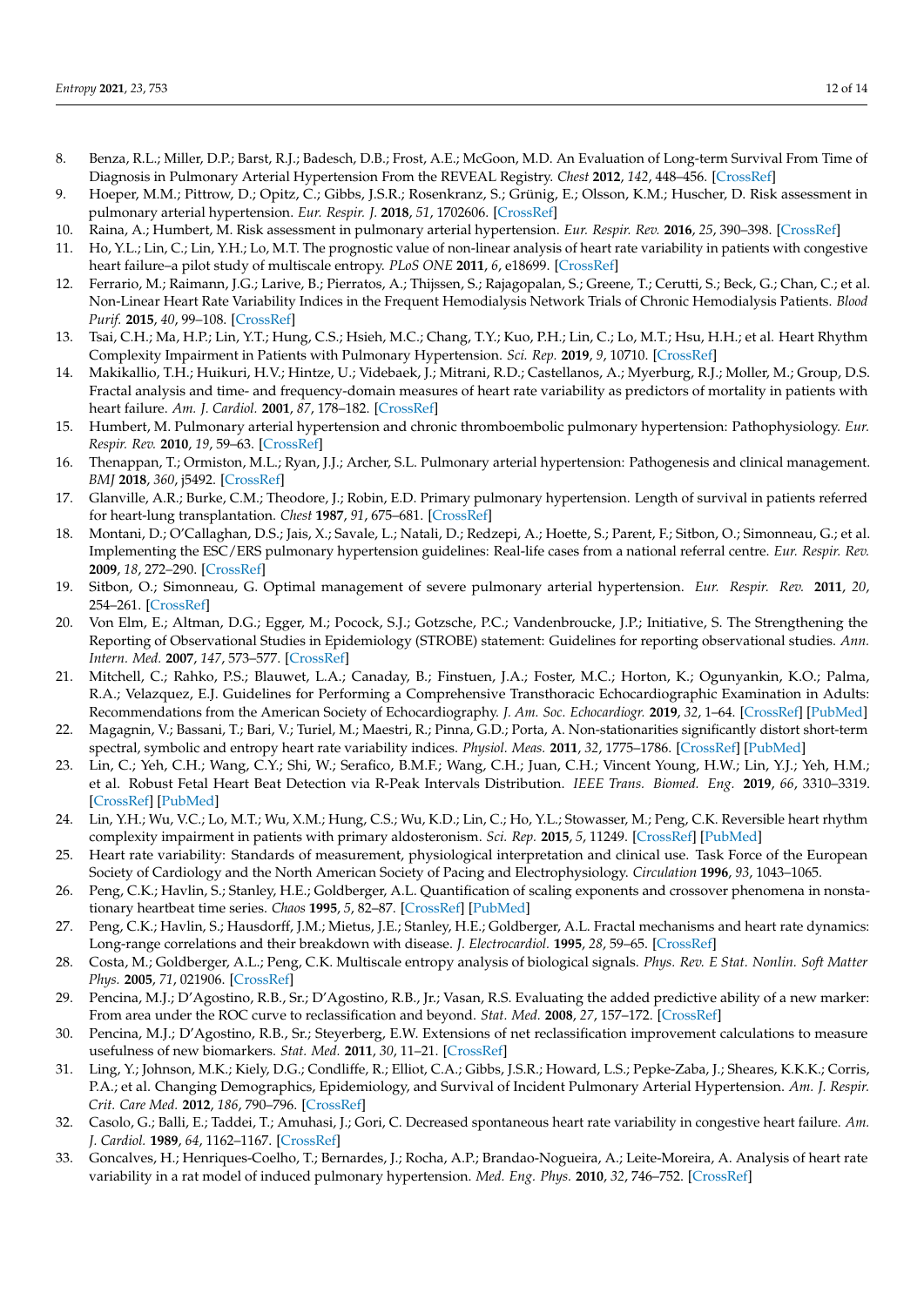8. Benza, R.L.; Miller, D.P.; Barst, R.J.; Badesch, D.B.; Frost, A.E.; McGoon, M.D. An Evaluation of Long-term Survival From Time of Diagnosis in Pulmonary Arterial Hypertension From the REVEAL Registry. *Chest* **2012**, *142*, 448–456. [CrossRef]
9. Hoeper, M.M.; Pittrow, D.; Opitz, C.; Gibbs, J.S.R.; Rosenkranz, S.; Grünig, E.; Olsson, K.M.; Huscher, D. Risk assessment in pulmonary arterial hypertension. *Eur. Respir. J.* **2018**, *51*, 1702606. [CrossRef]
10. Raina, A.; Humbert, M. Risk assessment in pulmonary arterial hypertension. *Eur. Respir. Rev.* **2016**, *25*, 390–398. [CrossRef]
11. Ho, Y.L.; Lin, C.; Lin, Y.H.; Lo, M.T. The prognostic value of non-linear analysis of heart rate variability in patients with congestive heart failure–a pilot study of multiscale entropy. *PLoS ONE* **2011**, *6*, e18699. [CrossRef]
12. Ferrario, M.; Raimann, J.G.; Larive, B.; Pierratos, A.; Thijssen, S.; Rajagopalan, S.; Greene, T.; Cerutti, S.; Beck, G.; Chan, C.; et al. Non-Linear Heart Rate Variability Indices in the Frequent Hemodialysis Network Trials of Chronic Hemodialysis Patients. *Blood Purif.* **2015**, *40*, 99–108. [CrossRef]
13. Tsai, C.H.; Ma, H.P.; Lin, Y.T.; Hung, C.S.; Hsieh, M.C.; Chang, T.Y.; Kuo, P.H.; Lin, C.; Lo, M.T.; Hsu, H.H.; et al. Heart Rhythm Complexity Impairment in Patients with Pulmonary Hypertension. *Sci. Rep.* **2019**, *9*, 10710. [CrossRef]
14. Makikallio, T.H.; Huikuri, H.V.; Hintze, U.; Videbaek, J.; Mitrani, R.D.; Castellanos, A.; Myerburg, R.J.; Moller, M.; Group, D.S. Fractal analysis and time- and frequency-domain measures of heart rate variability as predictors of mortality in patients with heart failure. *Am. J. Cardiol.* **2001**, *87*, 178–182. [CrossRef]
15. Humbert, M. Pulmonary arterial hypertension and chronic thromboembolic pulmonary hypertension: Pathophysiology. *Eur. Respir. Rev.* **2010**, *19*, 59–63. [CrossRef]
16. Thenappan, T.; Ormiston, M.L.; Ryan, J.J.; Archer, S.L. Pulmonary arterial hypertension: Pathogenesis and clinical management. *BMJ* **2018**, *360*, j5492. [CrossRef]
17. Glanville, A.R.; Burke, C.M.; Theodore, J.; Robin, E.D. Primary pulmonary hypertension. Length of survival in patients referred for heart-lung transplantation. *Chest* **1987**, *91*, 675–681. [CrossRef]
18. Montani, D.; O'Callaghan, D.S.; Jais, X.; Savale, L.; Natali, D.; Redzepi, A.; Hoette, S.; Parent, F.; Sitbon, O.; Simonneau, G.; et al. Implementing the ESC/ERS pulmonary hypertension guidelines: Real-life cases from a national referral centre. *Eur. Respir. Rev.* **2009**, *18*, 272–290. [CrossRef]
19. Sitbon, O.; Simonneau, G. Optimal management of severe pulmonary arterial hypertension. *Eur. Respir. Rev.* **2011**, *20*, 254–261. [CrossRef]
20. Von Elm, E.; Altman, D.G.; Egger, M.; Pocock, S.J.; Gotzsche, P.C.; Vandenbroucke, J.P.; Initiative, S. The Strengthening the Reporting of Observational Studies in Epidemiology (STROBE) statement: Guidelines for reporting observational studies. *Ann. Intern. Med.* **2007**, *147*, 573–577. [CrossRef]
21. Mitchell, C.; Rahko, P.S.; Blauwet, L.A.; Canaday, B.; Finstuen, J.A.; Foster, M.C.; Horton, K.; Ogunyankin, K.O.; Palma, R.A.; Velazquez, E.J. Guidelines for Performing a Comprehensive Transthoracic Echocardiographic Examination in Adults: Recommendations from the American Society of Echocardiography. *J. Am. Soc. Echocardiogr.* **2019**, *32*, 1–64. [CrossRef] [PubMed]
22. Magagnin, V.; Bassani, T.; Bari, V.; Turiel, M.; Maestri, R.; Pinna, G.D.; Porta, A. Non-stationarities significantly distort short-term spectral, symbolic and entropy heart rate variability indices. *Physiol. Meas.* **2011**, *32*, 1775–1786. [CrossRef] [PubMed]
23. Lin, C.; Yeh, C.H.; Wang, C.Y.; Shi, W.; Serafico, B.M.F.; Wang, C.H.; Juan, C.H.; Vincent Young, H.W.; Lin, Y.J.; Yeh, H.M.; et al. Robust Fetal Heart Beat Detection via R-Peak Intervals Distribution. *IEEE Trans. Biomed. Eng.* **2019**, *66*, 3310–3319. [CrossRef] [PubMed]
24. Lin, Y.H.; Wu, V.C.; Lo, M.T.; Wu, X.M.; Hung, C.S.; Wu, K.D.; Lin, C.; Ho, Y.L.; Stowasser, M.; Peng, C.K. Reversible heart rhythm complexity impairment in patients with primary aldosteronism. *Sci. Rep.* **2015**, *5*, 11249. [CrossRef] [PubMed]
25. Heart rate variability: Standards of measurement, physiological interpretation and clinical use. Task Force of the European Society of Cardiology and the North American Society of Pacing and Electrophysiology. *Circulation* **1996**, *93*, 1043–1065.
26. Peng, C.K.; Havlin, S.; Stanley, H.E.; Goldberger, A.L. Quantification of scaling exponents and crossover phenomena in nonstationary heartbeat time series. *Chaos* **1995**, *5*, 82–87. [CrossRef] [PubMed]
27. Peng, C.K.; Havlin, S.; Hausdorff, J.M.; Mietus, J.E.; Stanley, H.E.; Goldberger, A.L. Fractal mechanisms and heart rate dynamics: Long-range correlations and their breakdown with disease. *J. Electrocardiol.* **1995**, *28*, 59–65. [CrossRef]
28. Costa, M.; Goldberger, A.L.; Peng, C.K. Multiscale entropy analysis of biological signals. *Phys. Rev. E Stat. Nonlin. Soft Matter Phys.* **2005**, *71*, 021906. [CrossRef]
29. Pencina, M.J.; D'Agostino, R.B., Sr.; D'Agostino, R.B., Jr.; Vasan, R.S. Evaluating the added predictive ability of a new marker: From area under the ROC curve to reclassification and beyond. *Stat. Med.* **2008**, *27*, 157–172. [CrossRef]
30. Pencina, M.J.; D'Agostino, R.B., Sr.; Steyerberg, E.W. Extensions of net reclassification improvement calculations to measure usefulness of new biomarkers. *Stat. Med.* **2011**, *30*, 11–21. [CrossRef]
31. Ling, Y.; Johnson, M.K.; Kiely, D.G.; Condliffe, R.; Elliot, C.A.; Gibbs, J.S.R.; Howard, L.S.; Pepke-Zaba, J.; Sheares, K.K.K.; Corris, P.A.; et al. Changing Demographics, Epidemiology, and Survival of Incident Pulmonary Arterial Hypertension. *Am. J. Respir. Crit. Care Med.* **2012**, *186*, 790–796. [CrossRef]
32. Casolo, G.; Balli, E.; Taddei, T.; Amuhasi, J.; Gori, C. Decreased spontaneous heart rate variability in congestive heart failure. *Am. J. Cardiol.* **1989**, *64*, 1162–1167. [CrossRef]
33. Goncalves, H.; Henriques-Coelho, T.; Bernardes, J.; Rocha, A.P.; Brandao-Nogueira, A.; Leite-Moreira, A. Analysis of heart rate variability in a rat model of induced pulmonary hypertension. *Med. Eng. Phys.* **2010**, *32*, 746–752. [CrossRef]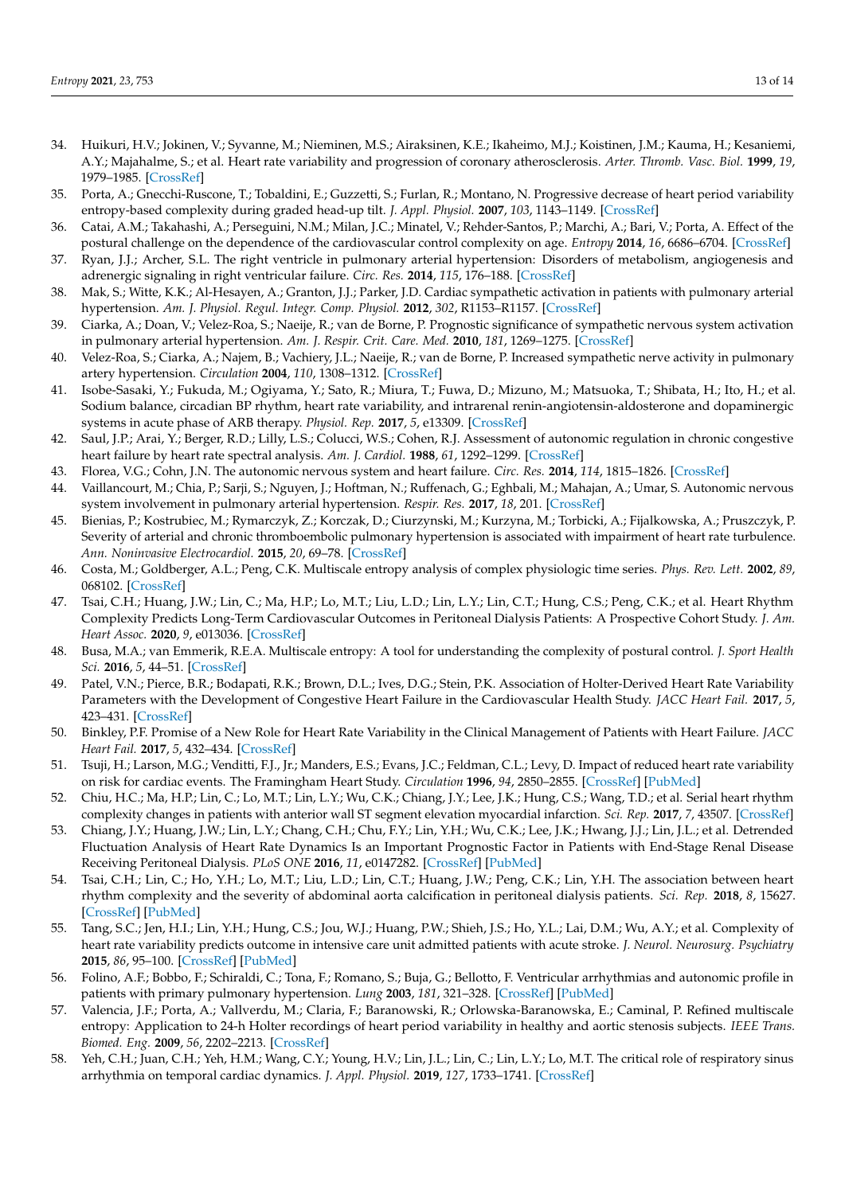34. Huikuri, H.V.; Jokinen, V.; Syvanne, M.; Nieminen, M.S.; Airaksinen, K.E.; Ikaheimo, M.J.; Koistinen, J.M.; Kauma, H.; Kesaniemi, A.Y.; Majahalme, S.; et al. Heart rate variability and progression of coronary atherosclerosis. *Arter. Thromb. Vasc. Biol.* **1999**, *19*, 1979–1985. [CrossRef]
35. Porta, A.; Gnecchi-Ruscone, T.; Tobaldini, E.; Guzzetti, S.; Furlan, R.; Montano, N. Progressive decrease of heart period variability entropy-based complexity during graded head-up tilt. *J. Appl. Physiol.* **2007**, *103*, 1143–1149. [CrossRef]
36. Catai, A.M.; Takahashi, A.; Perseguini, N.M.; Milan, J.C.; Minatel, V.; Rehder-Santos, P.; Marchi, A.; Bari, V.; Porta, A. Effect of the postural challenge on the dependence of the cardiovascular control complexity on age. *Entropy* **2014**, *16*, 6686–6704. [CrossRef]
37. Ryan, J.J.; Archer, S.L. The right ventricle in pulmonary arterial hypertension: Disorders of metabolism, angiogenesis and adrenergic signaling in right ventricular failure. *Circ. Res.* **2014**, *115*, 176–188. [CrossRef]
38. Mak, S.; Witte, K.K.; Al-Hesayen, A.; Granton, J.J.; Parker, J.D. Cardiac sympathetic activation in patients with pulmonary arterial hypertension. *Am. J. Physiol. Regul. Integr. Comp. Physiol.* **2012**, *302*, R1153–R1157. [CrossRef]
39. Ciarka, A.; Doan, V.; Velez-Roa, S.; Naeije, R.; van de Borne, P. Prognostic significance of sympathetic nervous system activation in pulmonary arterial hypertension. *Am. J. Respir. Crit. Care. Med.* **2010**, *181*, 1269–1275. [CrossRef]
40. Velez-Roa, S.; Ciarka, A.; Najem, B.; Vachiery, J.L.; Naeije, R.; van de Borne, P. Increased sympathetic nerve activity in pulmonary artery hypertension. *Circulation* **2004**, *110*, 1308–1312. [CrossRef]
41. Isobe-Sasaki, Y.; Fukuda, M.; Ogiyama, Y.; Sato, R.; Miura, T.; Fuwa, D.; Mizuno, M.; Matsuoka, T.; Shibata, H.; Ito, H.; et al. Sodium balance, circadian BP rhythm, heart rate variability, and intrarenal renin-angiotensin-aldosterone and dopaminergic systems in acute phase of ARB therapy. *Physiol. Rep.* **2017**, *5*, e13309. [CrossRef]
42. Saul, J.P.; Arai, Y.; Berger, R.D.; Lilly, L.S.; Colucci, W.S.; Cohen, R.J. Assessment of autonomic regulation in chronic congestive heart failure by heart rate spectral analysis. *Am. J. Cardiol.* **1988**, *61*, 1292–1299. [CrossRef]
43. Florea, V.G.; Cohn, J.N. The autonomic nervous system and heart failure. *Circ. Res.* **2014**, *114*, 1815–1826. [CrossRef]
44. Vaillancourt, M.; Chia, P.; Sarji, S.; Nguyen, J.; Hoftman, N.; Ruffenach, G.; Eghbali, M.; Mahajan, A.; Umar, S. Autonomic nervous system involvement in pulmonary arterial hypertension. *Respir. Res.* **2017**, *18*, 201. [CrossRef]
45. Bienias, P.; Kostrubiec, M.; Rymarczyk, Z.; Korczak, D.; Ciurzynski, M.; Kurzyna, M.; Torbicki, A.; Fijalkowska, A.; Pruszczyk, P. Severity of arterial and chronic thromboembolic pulmonary hypertension is associated with impairment of heart rate turbulence. *Ann. Noninvasive Electrocardiol.* **2015**, *20*, 69–78. [CrossRef]
46. Costa, M.; Goldberger, A.L.; Peng, C.K. Multiscale entropy analysis of complex physiologic time series. *Phys. Rev. Lett.* **2002**, *89*, 068102. [CrossRef]
47. Tsai, C.H.; Huang, J.W.; Lin, C.; Ma, H.P.; Lo, M.T.; Liu, L.D.; Lin, L.Y.; Lin, C.T.; Hung, C.S.; Peng, C.K.; et al. Heart Rhythm Complexity Predicts Long-Term Cardiovascular Outcomes in Peritoneal Dialysis Patients: A Prospective Cohort Study. *J. Am. Heart Assoc.* **2020**, *9*, e013036. [CrossRef]
48. Busa, M.A.; van Emmerik, R.E.A. Multiscale entropy: A tool for understanding the complexity of postural control. *J. Sport Health Sci.* **2016**, *5*, 44–51. [CrossRef]
49. Patel, V.N.; Pierce, B.R.; Bodapati, R.K.; Brown, D.L.; Ives, D.G.; Stein, P.K. Association of Holter-Derived Heart Rate Variability Parameters with the Development of Congestive Heart Failure in the Cardiovascular Health Study. *JACC Heart Fail.* **2017**, *5*, 423–431. [CrossRef]
50. Binkley, P.F. Promise of a New Role for Heart Rate Variability in the Clinical Management of Patients with Heart Failure. *JACC Heart Fail.* **2017**, *5*, 432–434. [CrossRef]
51. Tsuji, H.; Larson, M.G.; Venditti, F.J., Jr.; Manders, E.S.; Evans, J.C.; Feldman, C.L.; Levy, D. Impact of reduced heart rate variability on risk for cardiac events. The Framingham Heart Study. *Circulation* **1996**, *94*, 2850–2855. [CrossRef] [PubMed]
52. Chiu, H.C.; Ma, H.P.; Lin, C.; Lo, M.T.; Lin, L.Y.; Wu, C.K.; Chiang, J.Y.; Lee, J.K.; Hung, C.S.; Wang, T.D.; et al. Serial heart rhythm complexity changes in patients with anterior wall ST segment elevation myocardial infarction. *Sci. Rep.* **2017**, *7*, 43507. [CrossRef]
53. Chiang, J.Y.; Huang, J.W.; Lin, L.Y.; Chang, C.H.; Chu, F.Y.; Lin, Y.H.; Wu, C.K.; Lee, J.K.; Hwang, J.J.; Lin, J.L.; et al. Detrended Fluctuation Analysis of Heart Rate Dynamics Is an Important Prognostic Factor in Patients with End-Stage Renal Disease Receiving Peritoneal Dialysis. *PLoS ONE* **2016**, *11*, e0147282. [CrossRef] [PubMed]
54. Tsai, C.H.; Lin, C.; Ho, Y.H.; Lo, M.T.; Liu, L.D.; Lin, C.T.; Huang, J.W.; Peng, C.K.; Lin, Y.H. The association between heart rhythm complexity and the severity of abdominal aorta calcification in peritoneal dialysis patients. *Sci. Rep.* **2018**, *8*, 15627. [CrossRef] [PubMed]
55. Tang, S.C.; Jen, H.I.; Lin, Y.H.; Hung, C.S.; Jou, W.J.; Huang, P.W.; Shieh, J.S.; Ho, Y.L.; Lai, D.M.; Wu, A.Y.; et al. Complexity of heart rate variability predicts outcome in intensive care unit admitted patients with acute stroke. *J. Neurol. Neurosurg. Psychiatry* **2015**, *86*, 95–100. [CrossRef] [PubMed]
56. Folino, A.F.; Bobbo, F.; Schiraldi, C.; Tona, F.; Romano, S.; Buja, G.; Bellotto, F. Ventricular arrhythmias and autonomic profile in patients with primary pulmonary hypertension. *Lung* **2003**, *181*, 321–328. [CrossRef] [PubMed]
57. Valencia, J.F.; Porta, A.; Vallverdu, M.; Claria, F.; Baranowski, R.; Orlowska-Baranowska, E.; Caminal, P. Refined multiscale entropy: Application to 24-h Holter recordings of heart period variability in healthy and aortic stenosis subjects. *IEEE Trans. Biomed. Eng.* **2009**, *56*, 2202–2213. [CrossRef]
58. Yeh, C.H.; Juan, C.H.; Yeh, H.M.; Wang, C.Y.; Young, H.V.; Lin, J.L.; Lin, C.; Lin, L.Y.; Lo, M.T. The critical role of respiratory sinus arrhythmia on temporal cardiac dynamics. *J. Appl. Physiol.* **2019**, *127*, 1733–1741. [CrossRef]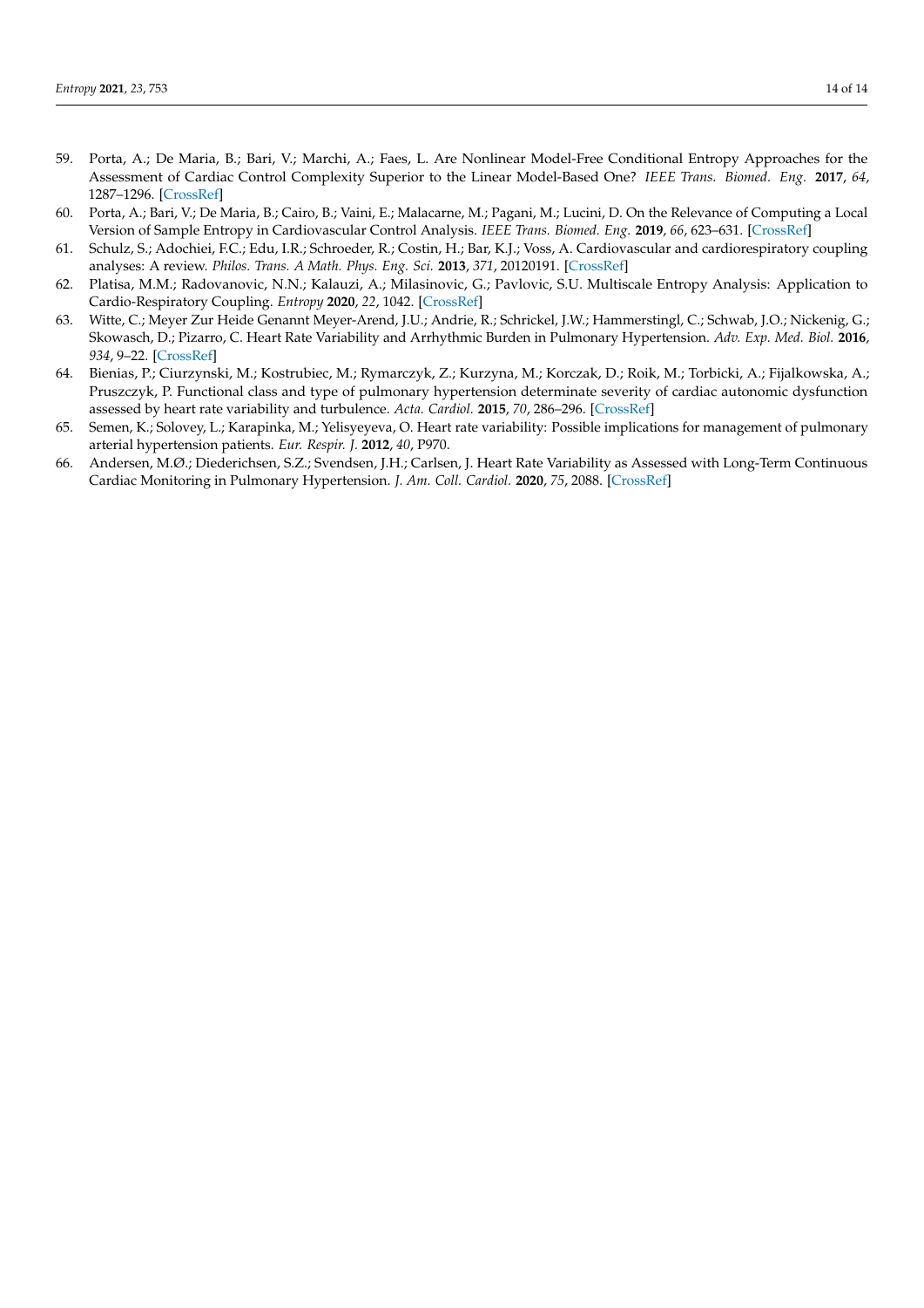59. Porta, A.; De Maria, B.; Bari, V.; Marchi, A.; Faes, L. Are Nonlinear Model-Free Conditional Entropy Approaches for the Assessment of Cardiac Control Complexity Superior to the Linear Model-Based One? *IEEE Trans. Biomed. Eng.* **2017**, *64*, 1287–1296. [CrossRef]
60. Porta, A.; Bari, V.; De Maria, B.; Cairo, B.; Vaini, E.; Malacarne, M.; Pagani, M.; Lucini, D. On the Relevance of Computing a Local Version of Sample Entropy in Cardiovascular Control Analysis. *IEEE Trans. Biomed. Eng.* **2019**, *66*, 623–631. [CrossRef]
61. Schulz, S.; Adochiei, F.C.; Edu, I.R.; Schroeder, R.; Costin, H.; Bar, K.J.; Voss, A. Cardiovascular and cardiorespiratory coupling analyses: A review. *Philos. Trans. A Math. Phys. Eng. Sci.* **2013**, *371*, 20120191. [CrossRef]
62. Platisa, M.M.; Radovanovic, N.N.; Kalauzi, A.; Milasinovic, G.; Pavlovic, S.U. Multiscale Entropy Analysis: Application to Cardio-Respiratory Coupling. *Entropy* **2020**, *22*, 1042. [CrossRef]
63. Witte, C.; Meyer Zur Heide Genannt Meyer-Arend, J.U.; Andrie, R.; Schrickel, J.W.; Hammerstingl, C.; Schwab, J.O.; Nickenig, G.; Skowasch, D.; Pizarro, C. Heart Rate Variability and Arrhythmic Burden in Pulmonary Hypertension. *Adv. Exp. Med. Biol.* **2016**, *934*, 9–22. [CrossRef]
64. Bienias, P.; Ciurzynski, M.; Kostrubiec, M.; Rymarczyk, Z.; Kurzyna, M.; Korczak, D.; Roik, M.; Torbicki, A.; Fijalkowska, A.; Pruszczyk, P. Functional class and type of pulmonary hypertension determinate severity of cardiac autonomic dysfunction assessed by heart rate variability and turbulence. *Acta. Cardiol.* **2015**, *70*, 286–296. [CrossRef]
65. Semen, K.; Solovey, L.; Karapinka, M.; Yelisyeyeva, O. Heart rate variability: Possible implications for management of pulmonary arterial hypertension patients. *Eur. Respir. J.* **2012**, *40*, P970.
66. Andersen, M.Ø.; Diederichsen, S.Z.; Svendsen, J.H.; Carlsen, J. Heart Rate Variability as Assessed with Long-Term Continuous Cardiac Monitoring in Pulmonary Hypertension. *J. Am. Coll. Cardiol.* **2020**, *75*, 2088. [CrossRef]